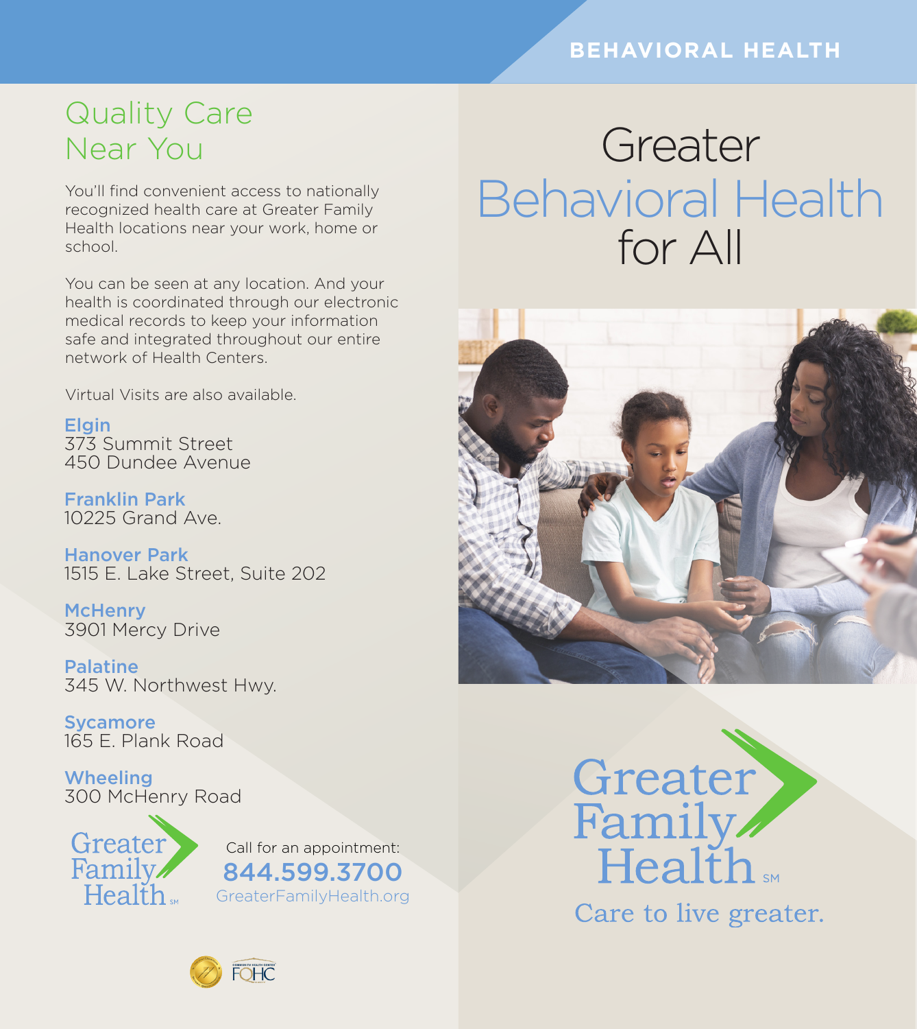# Quality Care Near You

You'll find convenient access to nationally recognized health care at Greater Family Health locations near your work, home or school.

You can be seen at any location. And your health is coordinated through our electronic medical records to keep your information safe and integrated throughout our entire network of Health Centers.

Virtual Visits are also available.

**Elgin**
373 Summit Street
450 Dundee Avenue

**Franklin Park**
10225 Grand Ave.

**Hanover Park**
1515 E. Lake Street, Suite 202

**McHenry**
3901 Mercy Drive

**Palatine**
345 W. Northwest Hwy.

**Sycamore**
165 E. Plank Road

**Wheeling**
300 McHenry Road

Greater Family Health SM

Call for an appointment:
**844.599.3700**
GreaterFamilyHealth.org

BEHAVIORAL HEALTH

# Greater Behavioral Health for All

Greater Family Health SM

Care to live greater.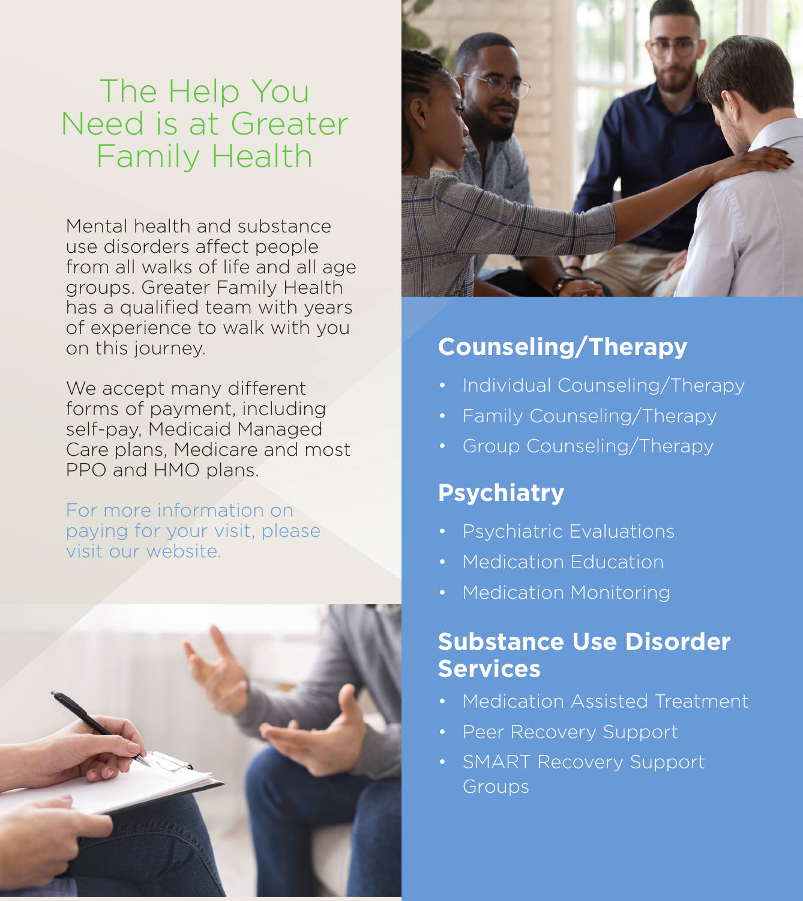# The Help You Need is at Greater Family Health

Mental health and substance use disorders affect people from all walks of life and all age groups. Greater Family Health has a qualified team with years of experience to walk with you on this journey.

We accept many different forms of payment, including self-pay, Medicaid Managed Care plans, Medicare and most PPO and HMO plans.

For more information on paying for your visit, please visit our website.

## Counseling/Therapy

- Individual Counseling/Therapy
- Family Counseling/Therapy
- Group Counseling/Therapy

## Psychiatry

- Psychiatric Evaluations
- Medication Education
- Medication Monitoring

## Substance Use Disorder Services

- Medication Assisted Treatment
- Peer Recovery Support
- SMART Recovery Support Groups